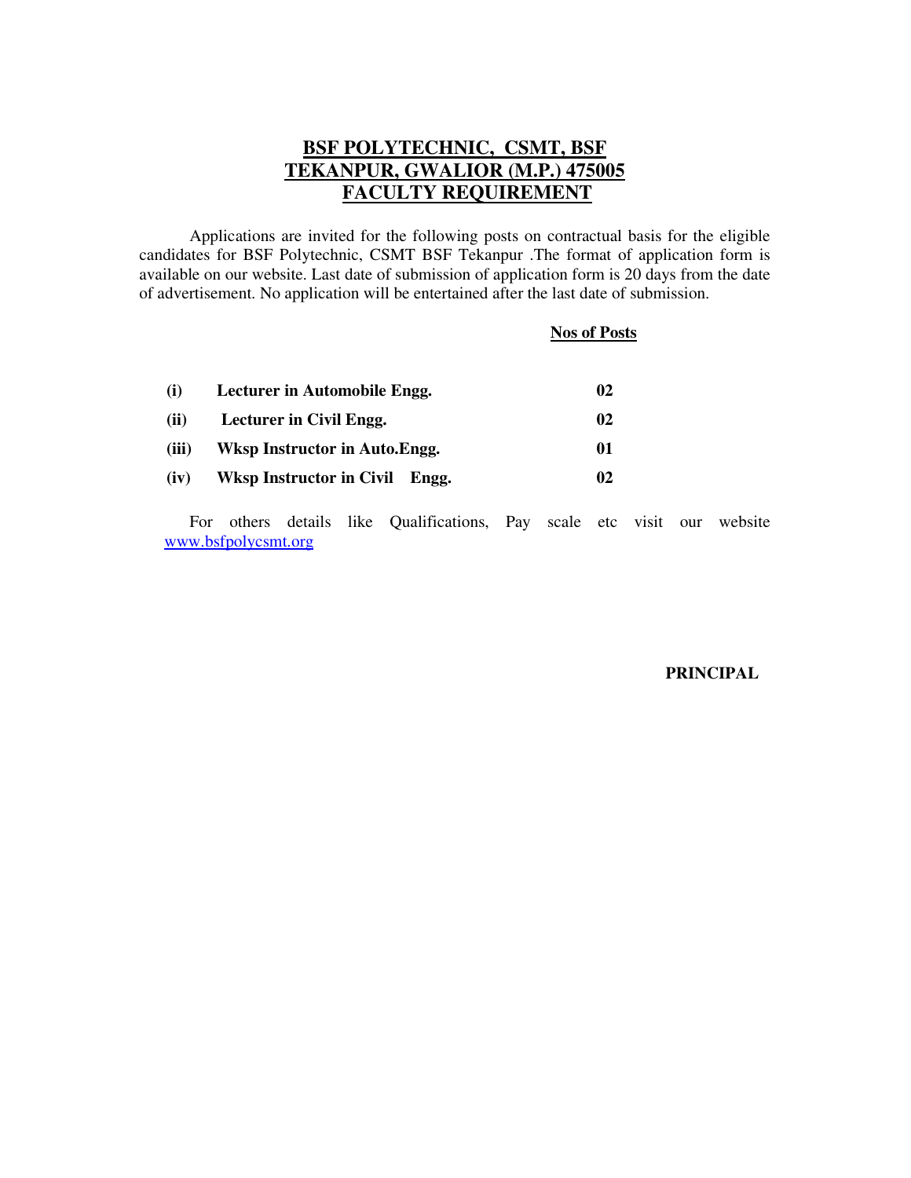# BSF POLYTECHNIC, CSMT, BSF TEKANPUR, GWALIOR (M.P.) 475005

## FACULTY REQUIREMENT

Applications are invited for the following posts on contractual basis for the eligible candidates for BSF Polytechnic, CSMT BSF Tekanpur .The format of application form is available on our website. Last date of submission of application form is 20 days from the date of advertisement. No application will be entertained after the last date of submission.

| | | **Nos of Posts** |
|---|---|---|
| **(i)** | **Lecturer in Automobile Engg.** | **02** |
| **(ii)** | **Lecturer in Civil Engg.** | **02** |
| **(iii)** | **Wksp Instructor in Auto.Engg.** | **01** |
| **(iv)** | **Wksp Instructor in Civil Engg.** | **02** |

For others details like Qualifications, Pay scale etc visit our website www.bsfpolycsmt.org

**PRINCIPAL**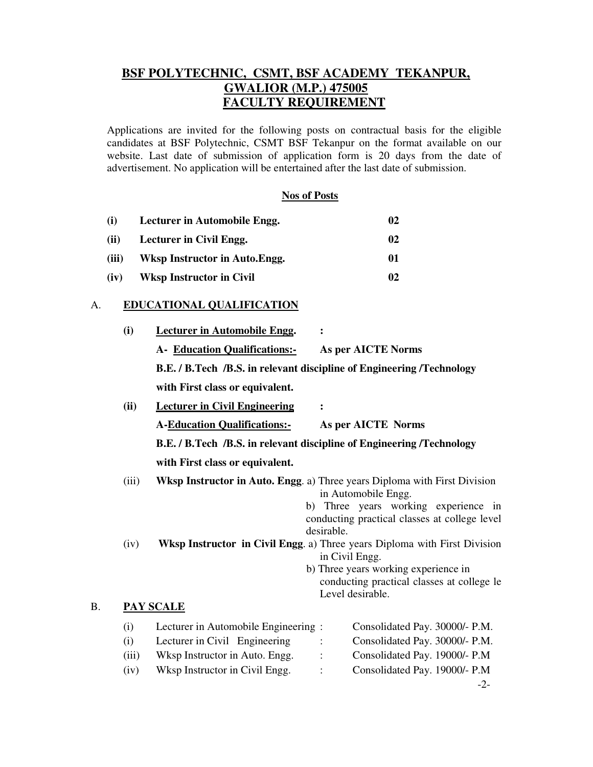# BSF POLYTECHNIC, CSMT, BSF ACADEMY TEKANPUR, GWALIOR (M.P.) 475005

## FACULTY REQUIREMENT

Applications are invited for the following posts on contractual basis for the eligible candidates at BSF Polytechnic, CSMT BSF Tekanpur on the format available on our website. Last date of submission of application form is 20 days from the date of advertisement. No application will be entertained after the last date of submission.

**Nos of Posts**

| | | |
|---|---|---|
| **(i)** | **Lecturer in Automobile Engg.** | **02** |
| **(ii)** | **Lecturer in Civil Engg.** | **02** |
| **(iii)** | **Wksp Instructor in Auto.Engg.** | **01** |
| **(iv)** | **Wksp Instructor in Civil** | **02** |

A. **EDUCATIONAL QUALIFICATION**

**(i)** **Lecturer in Automobile Engg.** :

**A- Education Qualifications:-** **As per AICTE Norms**

**B.E. / B.Tech /B.S. in relevant discipline of Engineering /Technology with First class or equivalent.**

**(ii)** **Lecturer in Civil Engineering** :

**A-Education Qualifications:-** **As per AICTE Norms**

**B.E. / B.Tech /B.S. in relevant discipline of Engineering /Technology with First class or equivalent.**

(iii) **Wksp Instructor in Auto. Engg**. a) Three years Diploma with First Division in Automobile Engg.

b) Three years working experience in conducting practical classes at college level desirable.

(iv) **Wksp Instructor in Civil Engg**. a) Three years Diploma with First Division in Civil Engg.

b) Three years working experience in conducting practical classes at college le Level desirable.

B. **PAY SCALE**

| | | | |
|---|---|---|---|
| (i) | Lecturer in Automobile Engineering | : | Consolidated Pay. 30000/- P.M. |
| (i) | Lecturer in Civil Engineering | : | Consolidated Pay. 30000/- P.M. |
| (iii) | Wksp Instructor in Auto. Engg. | : | Consolidated Pay. 19000/- P.M |
| (iv) | Wksp Instructor in Civil Engg. | : | Consolidated Pay. 19000/- P.M |

-2-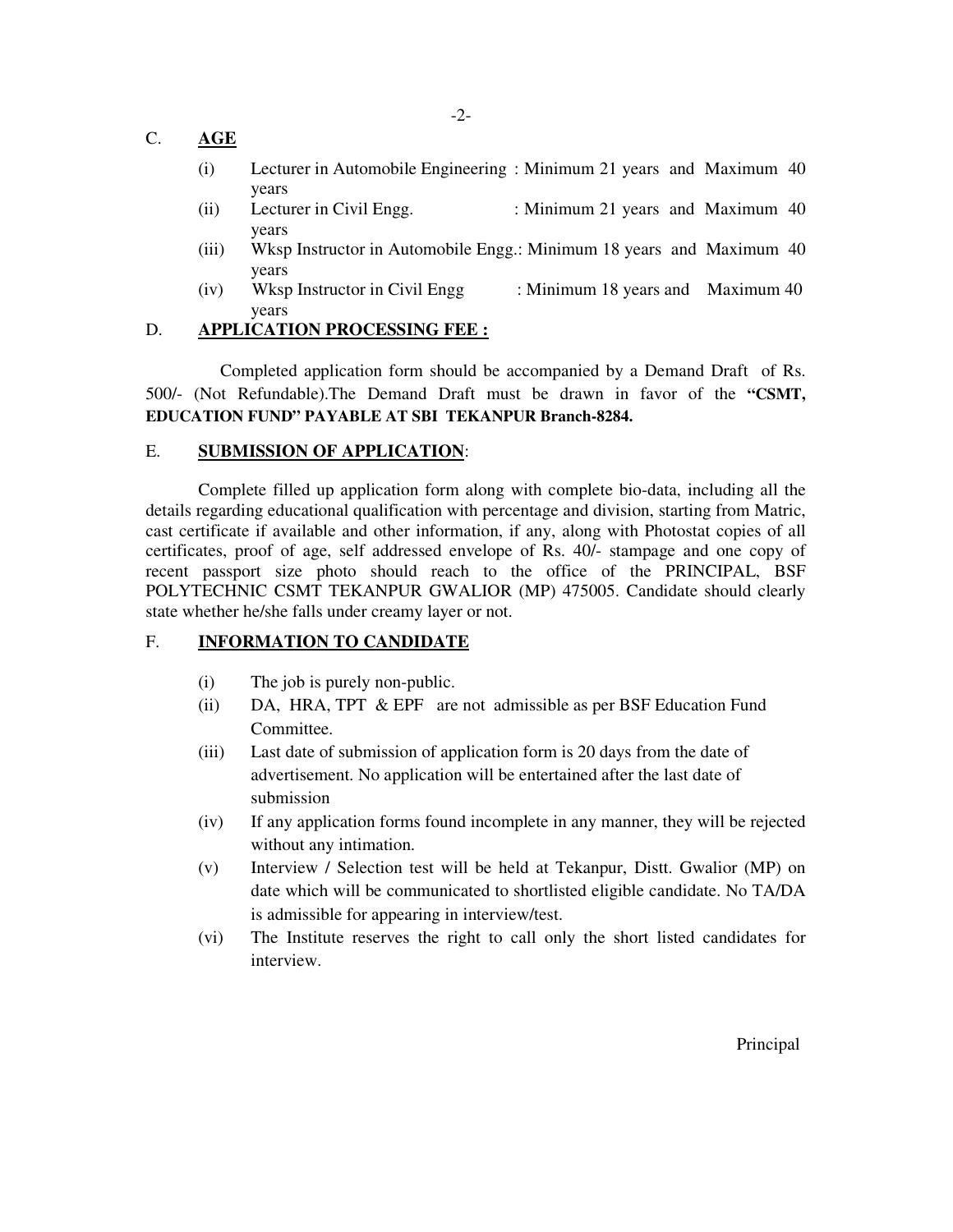## C. AGE

- (i) Lecturer in Automobile Engineering : Minimum 21 years and Maximum 40 years
- (ii) Lecturer in Civil Engg. : Minimum 21 years and Maximum 40 years
- (iii) Wksp Instructor in Automobile Engg.: Minimum 18 years and Maximum 40 years
- (iv) Wksp Instructor in Civil Engg : Minimum 18 years and Maximum 40 years

## D. APPLICATION PROCESSING FEE :

Completed application form should be accompanied by a Demand Draft of Rs. 500/- (Not Refundable).The Demand Draft must be drawn in favor of the **"CSMT, EDUCATION FUND" PAYABLE AT SBI TEKANPUR Branch-8284.**

## E. SUBMISSION OF APPLICATION:

Complete filled up application form along with complete bio-data, including all the details regarding educational qualification with percentage and division, starting from Matric, cast certificate if available and other information, if any, along with Photostat copies of all certificates, proof of age, self addressed envelope of Rs. 40/- stampage and one copy of recent passport size photo should reach to the office of the PRINCIPAL, BSF POLYTECHNIC CSMT TEKANPUR GWALIOR (MP) 475005. Candidate should clearly state whether he/she falls under creamy layer or not.

## F. INFORMATION TO CANDIDATE

- (i) The job is purely non-public.
- (ii) DA, HRA, TPT & EPF are not admissible as per BSF Education Fund Committee.
- (iii) Last date of submission of application form is 20 days from the date of advertisement. No application will be entertained after the last date of submission
- (iv) If any application forms found incomplete in any manner, they will be rejected without any intimation.
- (v) Interview / Selection test will be held at Tekanpur, Distt. Gwalior (MP) on date which will be communicated to shortlisted eligible candidate. No TA/DA is admissible for appearing in interview/test.
- (vi) The Institute reserves the right to call only the short listed candidates for interview.

Principal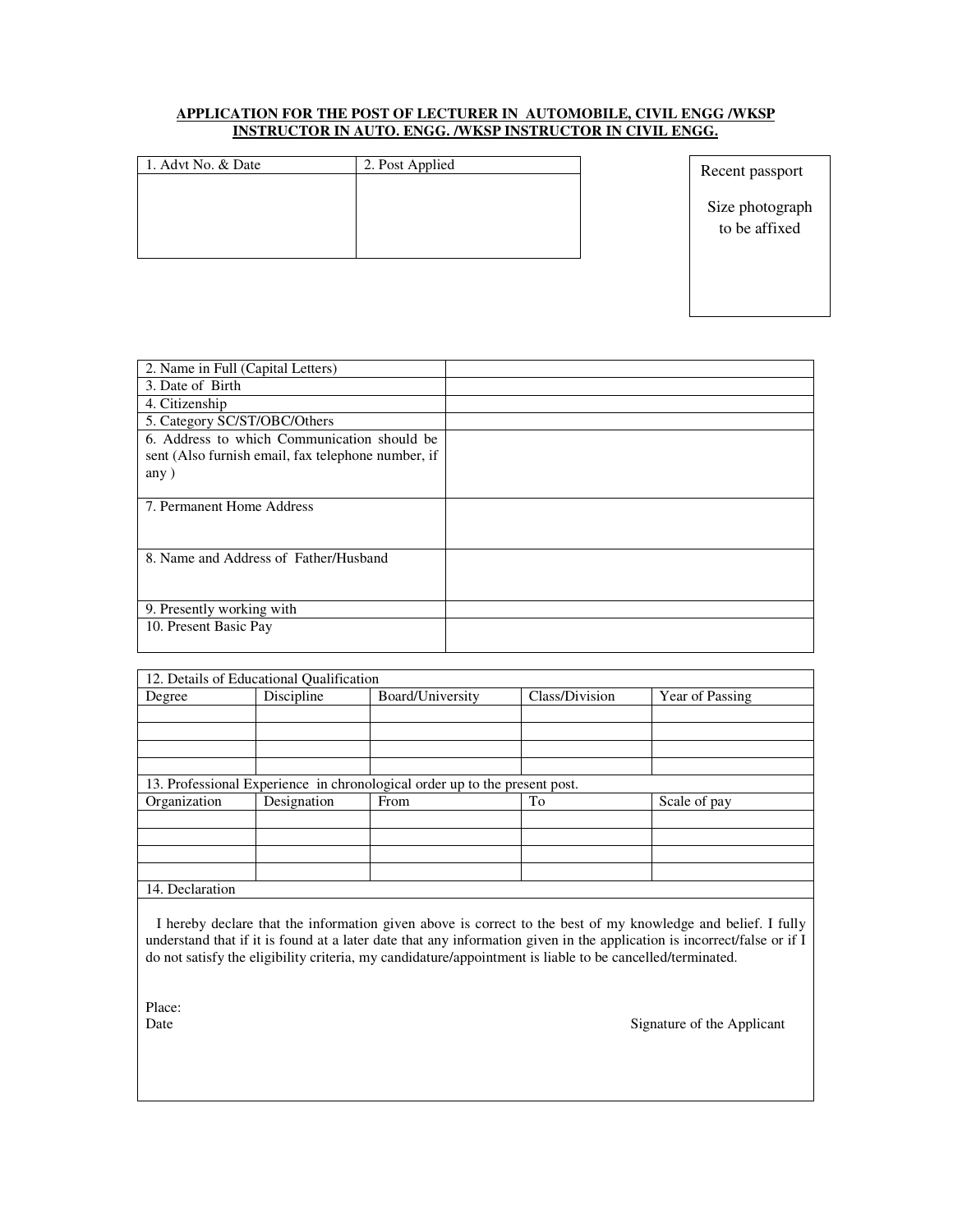**APPLICATION FOR THE POST OF LECTURER IN AUTOMOBILE, CIVIL ENGG /WKSP INSTRUCTOR IN AUTO. ENGG. /WKSP INSTRUCTOR IN CIVIL ENGG.**

| 1. Advt No. & Date | 2. Post Applied |
|---|---|
| | |

Recent passport Size photograph to be affixed

| | |
|---|---|
| 2. Name in Full (Capital Letters) | |
| 3. Date of Birth | |
| 4. Citizenship | |
| 5. Category SC/ST/OBC/Others | |
| 6. Address to which Communication should be sent (Also furnish email, fax telephone number, if any ) | |
| 7. Permanent Home Address | |
| 8. Name and Address of Father/Husband | |
| 9. Presently working with | |
| 10. Present Basic Pay | |

12. Details of Educational Qualification

| Degree | Discipline | Board/University | Class/Division | Year of Passing |
|---|---|---|---|---|
| | | | | |
| | | | | |
| | | | | |
| | | | | |

13. Professional Experience in chronological order up to the present post.

| Organization | Designation | From | To | Scale of pay |
|---|---|---|---|---|
| | | | | |
| | | | | |
| | | | | |
| | | | | |

14. Declaration

I hereby declare that the information given above is correct to the best of my knowledge and belief. I fully understand that if it is found at a later date that any information given in the application is incorrect/false or if I do not satisfy the eligibility criteria, my candidature/appointment is liable to be cancelled/terminated.

Place:

Date

Signature of the Applicant